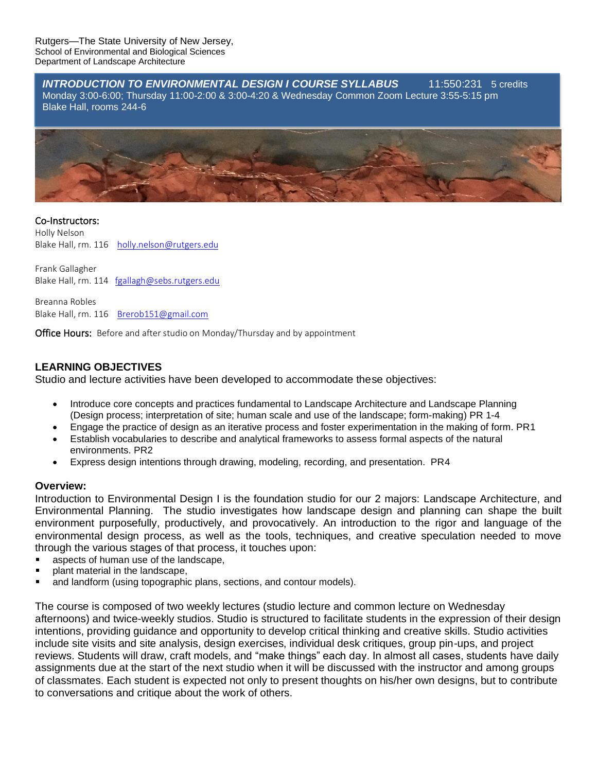Rutgers—The State University of New Jersey,
School of Environmental and Biological Sciences
Department of Landscape Architecture

***INTRODUCTION TO ENVIRONMENTAL DESIGN I COURSE SYLLABUS*** 11:550:231 5 credits
Monday 3:00-6:00; Thursday 11:00-2:00 & 3:00-4:20 & Wednesday Common Zoom Lecture 3:55-5:15 pm
Blake Hall, rooms 244-6

Co-Instructors:
Holly Nelson
Blake Hall, rm. 116 holly.nelson@rutgers.edu

Frank Gallagher
Blake Hall, rm. 114 fgallagh@sebs.rutgers.edu

Breanna Robles
Blake Hall, rm. 116 Brerob151@gmail.com

Office Hours: Before and after studio on Monday/Thursday and by appointment

## LEARNING OBJECTIVES

Studio and lecture activities have been developed to accommodate these objectives:

- Introduce core concepts and practices fundamental to Landscape Architecture and Landscape Planning (Design process; interpretation of site; human scale and use of the landscape; form-making) PR 1-4
- Engage the practice of design as an iterative process and foster experimentation in the making of form. PR1
- Establish vocabularies to describe and analytical frameworks to assess formal aspects of the natural environments. PR2
- Express design intentions through drawing, modeling, recording, and presentation. PR4

**Overview:**

Introduction to Environmental Design I is the foundation studio for our 2 majors: Landscape Architecture, and Environmental Planning. The studio investigates how landscape design and planning can shape the built environment purposefully, productively, and provocatively. An introduction to the rigor and language of the environmental design process, as well as the tools, techniques, and creative speculation needed to move through the various stages of that process, it touches upon:

- aspects of human use of the landscape,
- plant material in the landscape,
- and landform (using topographic plans, sections, and contour models).

The course is composed of two weekly lectures (studio lecture and common lecture on Wednesday afternoons) and twice-weekly studios. Studio is structured to facilitate students in the expression of their design intentions, providing guidance and opportunity to develop critical thinking and creative skills. Studio activities include site visits and site analysis, design exercises, individual desk critiques, group pin-ups, and project reviews. Students will draw, craft models, and "make things" each day. In almost all cases, students have daily assignments due at the start of the next studio when it will be discussed with the instructor and among groups of classmates. Each student is expected not only to present thoughts on his/her own designs, but to contribute to conversations and critique about the work of others.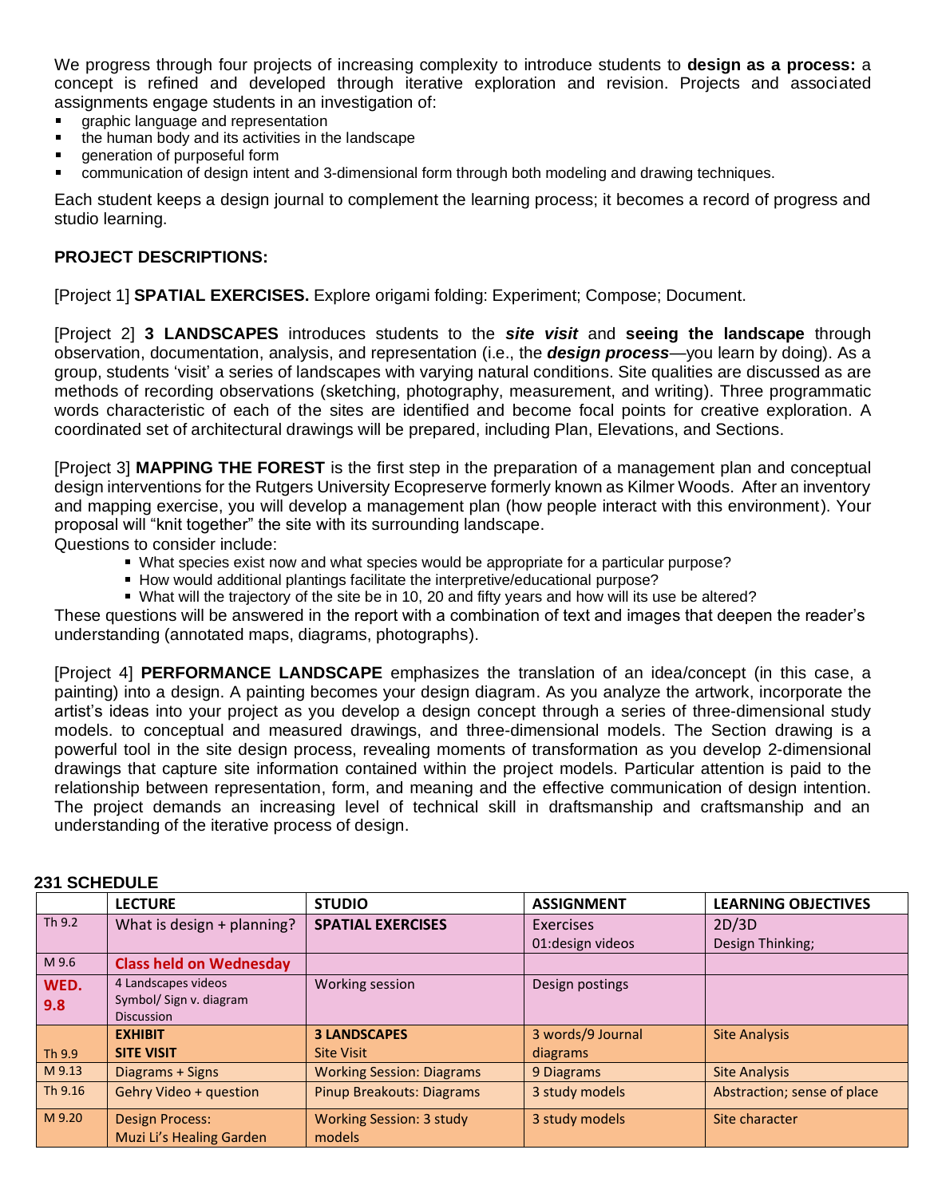We progress through four projects of increasing complexity to introduce students to **design as a process:** a concept is refined and developed through iterative exploration and revision. Projects and associated assignments engage students in an investigation of:

- graphic language and representation
- the human body and its activities in the landscape
- generation of purposeful form
- communication of design intent and 3-dimensional form through both modeling and drawing techniques.

Each student keeps a design journal to complement the learning process; it becomes a record of progress and studio learning.

**PROJECT DESCRIPTIONS:**

[Project 1] **SPATIAL EXERCISES.** Explore origami folding: Experiment; Compose; Document.

[Project 2] **3 LANDSCAPES** introduces students to the ***site visit*** and **seeing the landscape** through observation, documentation, analysis, and representation (i.e., the ***design process***—you learn by doing). As a group, students 'visit' a series of landscapes with varying natural conditions. Site qualities are discussed as are methods of recording observations (sketching, photography, measurement, and writing). Three programmatic words characteristic of each of the sites are identified and become focal points for creative exploration. A coordinated set of architectural drawings will be prepared, including Plan, Elevations, and Sections.

[Project 3] **MAPPING THE FOREST** is the first step in the preparation of a management plan and conceptual design interventions for the Rutgers University Ecopreserve formerly known as Kilmer Woods. After an inventory and mapping exercise, you will develop a management plan (how people interact with this environment). Your proposal will "knit together" the site with its surrounding landscape.

Questions to consider include:

- What species exist now and what species would be appropriate for a particular purpose?
- How would additional plantings facilitate the interpretive/educational purpose?
- What will the trajectory of the site be in 10, 20 and fifty years and how will its use be altered?

These questions will be answered in the report with a combination of text and images that deepen the reader's understanding (annotated maps, diagrams, photographs).

[Project 4] **PERFORMANCE LANDSCAPE** emphasizes the translation of an idea/concept (in this case, a painting) into a design. A painting becomes your design diagram. As you analyze the artwork, incorporate the artist's ideas into your project as you develop a design concept through a series of three-dimensional study models. to conceptual and measured drawings, and three-dimensional models. The Section drawing is a powerful tool in the site design process, revealing moments of transformation as you develop 2-dimensional drawings that capture site information contained within the project models. Particular attention is paid to the relationship between representation, form, and meaning and the effective communication of design intention. The project demands an increasing level of technical skill in draftsmanship and craftsmanship and an understanding of the iterative process of design.

**231 SCHEDULE**

| | LECTURE | STUDIO | ASSIGNMENT | LEARNING OBJECTIVES |
|---|---|---|---|---|
| Th 9.2 | What is design + planning? | **SPATIAL EXERCISES** | Exercises<br>01:design videos | 2D/3D<br>Design Thinking; |
| M 9.6 | **Class held on Wednesday** | | | |
| **WED. 9.8** | 4 Landscapes videos<br>Symbol/ Sign v. diagram<br>Discussion | Working session | Design postings | |
| Th 9.9 | **EXHIBIT**<br>**SITE VISIT** | **3 LANDSCAPES**<br>Site Visit | 3 words/9 Journal diagrams | Site Analysis |
| M 9.13 | Diagrams + Signs | Working Session: Diagrams | 9 Diagrams | Site Analysis |
| Th 9.16 | Gehry Video + question | Pinup Breakouts: Diagrams | 3 study models | Abstraction; sense of place |
| M 9.20 | Design Process:<br>Muzi Li's Healing Garden | Working Session: 3 study models | 3 study models | Site character |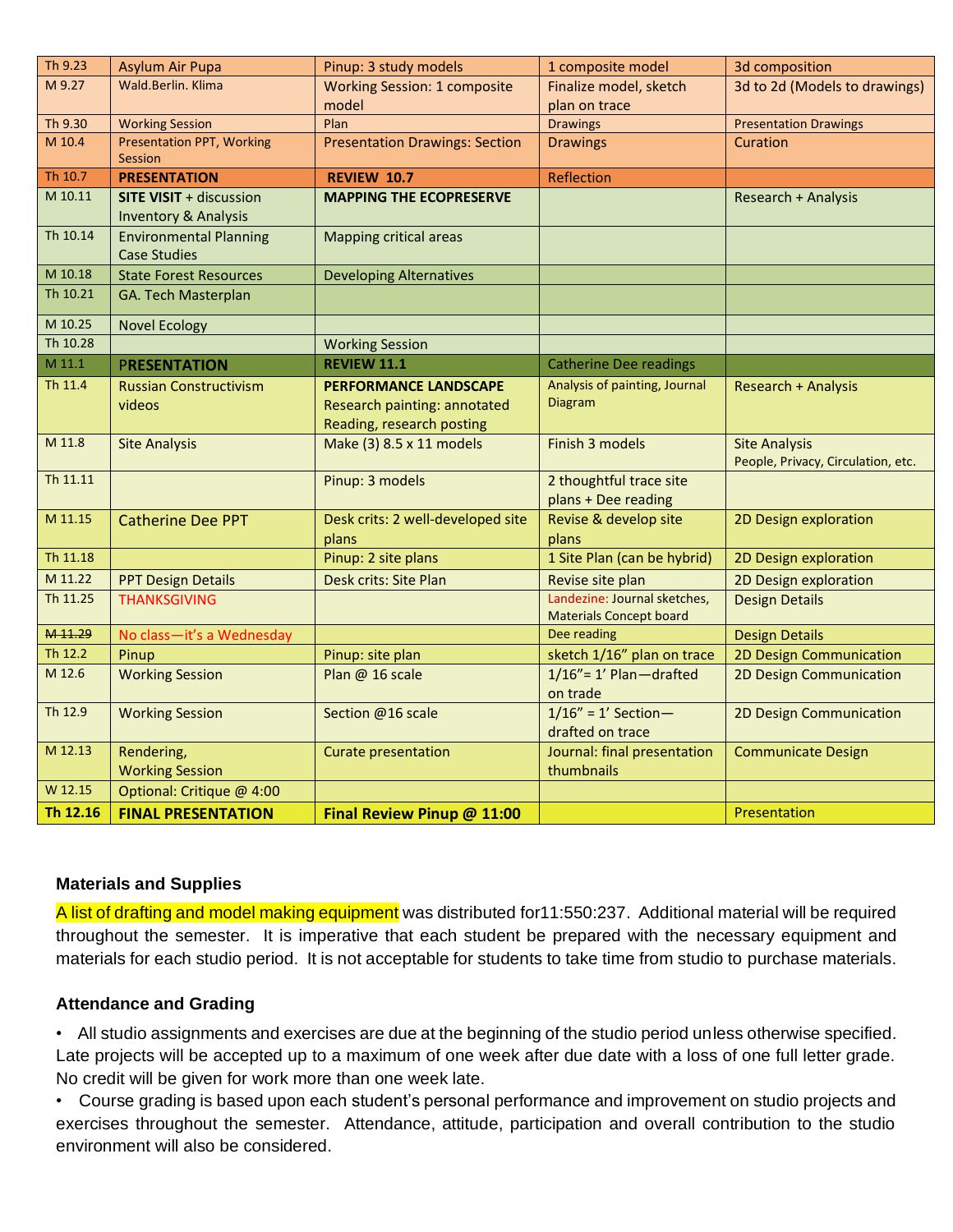| Th 9.23 | Asylum Air Pupa | Pinup: 3 study models | 1 composite model | 3d composition |
|---|---|---|---|---|
| M 9.27 | Wald.Berlin. Klima | Working Session: 1 composite model | Finalize model, sketch plan on trace | 3d to 2d (Models to drawings) |
| Th 9.30 | Working Session | Plan | Drawings | Presentation Drawings |
| M 10.4 | Presentation PPT, Working Session | Presentation Drawings: Section | Drawings | Curation |
| Th 10.7 | **PRESENTATION** | **REVIEW 10.7** | Reflection | |
| M 10.11 | **SITE VISIT** + discussion Inventory & Analysis | **MAPPING THE ECOPRESERVE** | | Research + Analysis |
| Th 10.14 | Environmental Planning Case Studies | Mapping critical areas | | |
| M 10.18 | State Forest Resources | Developing Alternatives | | |
| Th 10.21 | GA. Tech Masterplan | | | |
| M 10.25 | Novel Ecology | | | |
| Th 10.28 | | Working Session | | |
| M 11.1 | **PRESENTATION** | **REVIEW 11.1** | Catherine Dee readings | |
| Th 11.4 | Russian Constructivism videos | **PERFORMANCE LANDSCAPE** Research painting: annotated Reading, research posting | Analysis of painting, Journal Diagram | Research + Analysis |
| M 11.8 | Site Analysis | Make (3) 8.5 x 11 models | Finish 3 models | Site Analysis People, Privacy, Circulation, etc. |
| Th 11.11 | | Pinup: 3 models | 2 thoughtful trace site plans + Dee reading | |
| M 11.15 | Catherine Dee PPT | Desk crits: 2 well-developed site plans | Revise & develop site plans | 2D Design exploration |
| Th 11.18 | | Pinup: 2 site plans | 1 Site Plan (can be hybrid) | 2D Design exploration |
| M 11.22 | PPT Design Details | Desk crits: Site Plan | Revise site plan | 2D Design exploration |
| Th 11.25 | THANKSGIVING | | Landezine: Journal sketches, Materials Concept board | Design Details |
| ~~M 11.29~~ | No class—it's a Wednesday | | Dee reading | Design Details |
| Th 12.2 | Pinup | Pinup: site plan | sketch 1/16" plan on trace | 2D Design Communication |
| M 12.6 | Working Session | Plan @ 16 scale | 1/16"= 1' Plan—drafted on trade | 2D Design Communication |
| Th 12.9 | Working Session | Section @16 scale | 1/16" = 1' Section—drafted on trace | 2D Design Communication |
| M 12.13 | Rendering, Working Session | Curate presentation | Journal: final presentation thumbnails | Communicate Design |
| W 12.15 | Optional: Critique @ 4:00 | | | |
| **Th 12.16** | **FINAL PRESENTATION** | **Final Review Pinup @ 11:00** | | Presentation |

### Materials and Supplies

A list of drafting and model making equipment was distributed for11:550:237. Additional material will be required throughout the semester. It is imperative that each student be prepared with the necessary equipment and materials for each studio period. It is not acceptable for students to take time from studio to purchase materials.

### Attendance and Grading

- All studio assignments and exercises are due at the beginning of the studio period unless otherwise specified. Late projects will be accepted up to a maximum of one week after due date with a loss of one full letter grade. No credit will be given for work more than one week late.
- Course grading is based upon each student's personal performance and improvement on studio projects and exercises throughout the semester. Attendance, attitude, participation and overall contribution to the studio environment will also be considered.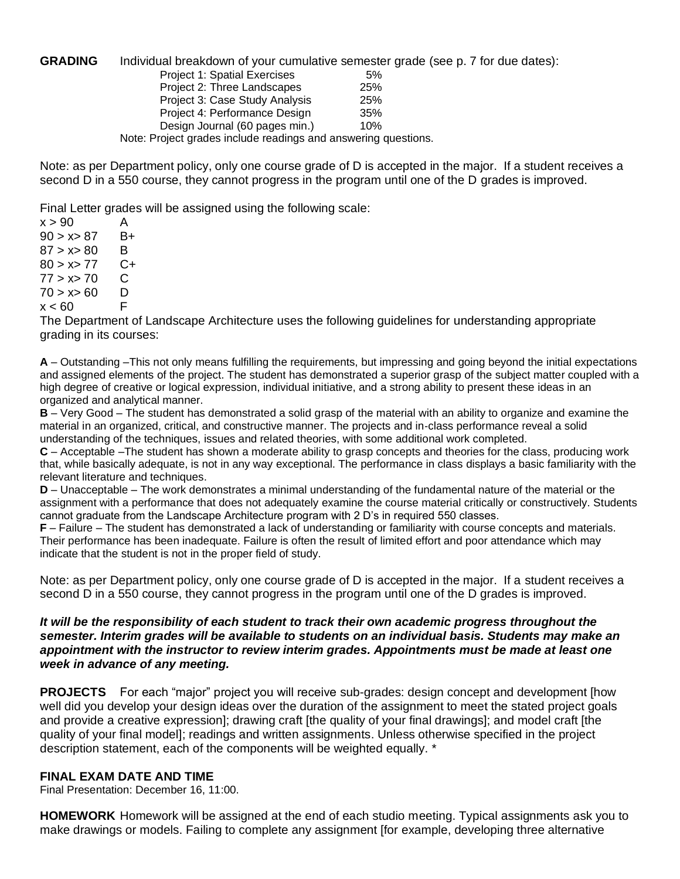**GRADING** Individual breakdown of your cumulative semester grade (see p. 7 for due dates):

| | |
|---|---|
| Project 1: Spatial Exercises | 5% |
| Project 2: Three Landscapes | 25% |
| Project 3: Case Study Analysis | 25% |
| Project 4: Performance Design | 35% |
| Design Journal (60 pages min.) | 10% |

Note: Project grades include readings and answering questions.

Note: as per Department policy, only one course grade of D is accepted in the major. If a student receives a second D in a 550 course, they cannot progress in the program until one of the D grades is improved.

Final Letter grades will be assigned using the following scale:

| | |
|---|---|
| $x > 90$ | A |
| $90 > x > 87$ | B+ |
| $87 > x > 80$ | B |
| $80 > x > 77$ | C+ |
| $77 > x > 70$ | C |
| $70 > x > 60$ | D |
| $x < 60$ | F |

The Department of Landscape Architecture uses the following guidelines for understanding appropriate grading in its courses:

**A** – Outstanding –This not only means fulfilling the requirements, but impressing and going beyond the initial expectations and assigned elements of the project. The student has demonstrated a superior grasp of the subject matter coupled with a high degree of creative or logical expression, individual initiative, and a strong ability to present these ideas in an organized and analytical manner.

**B** – Very Good – The student has demonstrated a solid grasp of the material with an ability to organize and examine the material in an organized, critical, and constructive manner. The projects and in-class performance reveal a solid understanding of the techniques, issues and related theories, with some additional work completed.

**C** – Acceptable –The student has shown a moderate ability to grasp concepts and theories for the class, producing work that, while basically adequate, is not in any way exceptional. The performance in class displays a basic familiarity with the relevant literature and techniques.

**D** – Unacceptable – The work demonstrates a minimal understanding of the fundamental nature of the material or the assignment with a performance that does not adequately examine the course material critically or constructively. Students cannot graduate from the Landscape Architecture program with 2 D's in required 550 classes.

**F** – Failure – The student has demonstrated a lack of understanding or familiarity with course concepts and materials. Their performance has been inadequate. Failure is often the result of limited effort and poor attendance which may indicate that the student is not in the proper field of study.

Note: as per Department policy, only one course grade of D is accepted in the major. If a student receives a second D in a 550 course, they cannot progress in the program until one of the D grades is improved.

***It will be the responsibility of each student to track their own academic progress throughout the semester. Interim grades will be available to students on an individual basis. Students may make an appointment with the instructor to review interim grades. Appointments must be made at least one week in advance of any meeting.***

**PROJECTS** For each "major" project you will receive sub-grades: design concept and development [how well did you develop your design ideas over the duration of the assignment to meet the stated project goals and provide a creative expression]; drawing craft [the quality of your final drawings]; and model craft [the quality of your final model]; readings and written assignments. Unless otherwise specified in the project description statement, each of the components will be weighted equally. *

**FINAL EXAM DATE AND TIME**

Final Presentation: December 16, 11:00.

**HOMEWORK** Homework will be assigned at the end of each studio meeting. Typical assignments ask you to make drawings or models. Failing to complete any assignment [for example, developing three alternative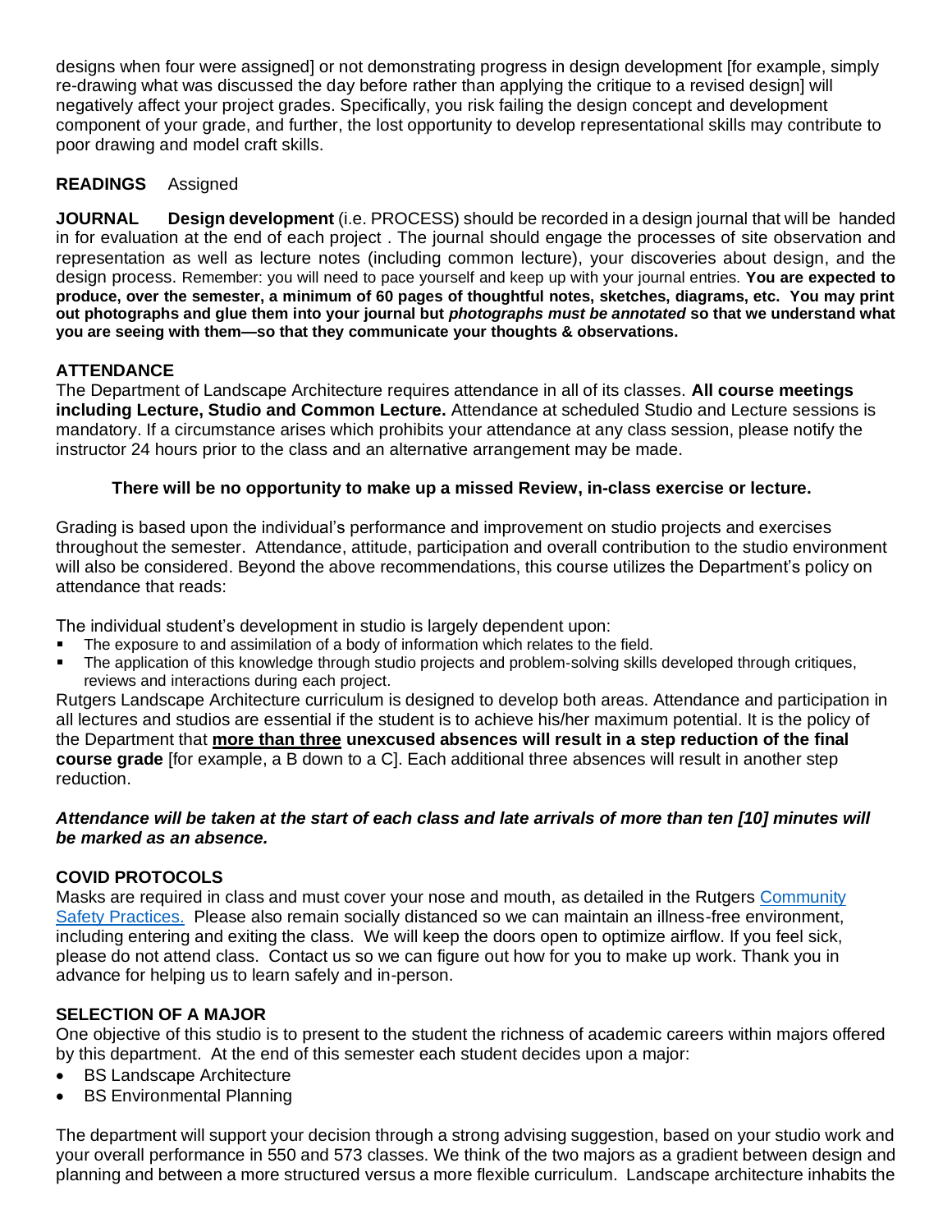designs when four were assigned] or not demonstrating progress in design development [for example, simply re-drawing what was discussed the day before rather than applying the critique to a revised design] will negatively affect your project grades. Specifically, you risk failing the design concept and development component of your grade, and further, the lost opportunity to develop representational skills may contribute to poor drawing and model craft skills.

**READINGS** Assigned

**JOURNAL** **Design development** (i.e. PROCESS) should be recorded in a design journal that will be handed in for evaluation at the end of each project . The journal should engage the processes of site observation and representation as well as lecture notes (including common lecture), your discoveries about design, and the design process. Remember: you will need to pace yourself and keep up with your journal entries. **You are expected to produce, over the semester, a minimum of 60 pages of thoughtful notes, sketches, diagrams, etc. You may print out photographs and glue them into your journal but *photographs must be annotated* so that we understand what you are seeing with them—so that they communicate your thoughts & observations.**

**ATTENDANCE**
The Department of Landscape Architecture requires attendance in all of its classes. **All course meetings including Lecture, Studio and Common Lecture.** Attendance at scheduled Studio and Lecture sessions is mandatory. If a circumstance arises which prohibits your attendance at any class session, please notify the instructor 24 hours prior to the class and an alternative arrangement may be made.

**There will be no opportunity to make up a missed Review, in-class exercise or lecture.**

Grading is based upon the individual's performance and improvement on studio projects and exercises throughout the semester. Attendance, attitude, participation and overall contribution to the studio environment will also be considered. Beyond the above recommendations, this course utilizes the Department's policy on attendance that reads:

The individual student's development in studio is largely dependent upon:

- The exposure to and assimilation of a body of information which relates to the field.
- The application of this knowledge through studio projects and problem-solving skills developed through critiques, reviews and interactions during each project.

Rutgers Landscape Architecture curriculum is designed to develop both areas. Attendance and participation in all lectures and studios are essential if the student is to achieve his/her maximum potential. It is the policy of the Department that **<u>more than three</u> unexcused absences will result in a step reduction of the final course grade** [for example, a B down to a C]. Each additional three absences will result in another step reduction.

***Attendance will be taken at the start of each class and late arrivals of more than ten [10] minutes will be marked as an absence.***

**COVID PROTOCOLS**
Masks are required in class and must cover your nose and mouth, as detailed in the Rutgers Community Safety Practices. Please also remain socially distanced so we can maintain an illness-free environment, including entering and exiting the class. We will keep the doors open to optimize airflow. If you feel sick, please do not attend class. Contact us so we can figure out how for you to make up work. Thank you in advance for helping us to learn safely and in-person.

**SELECTION OF A MAJOR**
One objective of this studio is to present to the student the richness of academic careers within majors offered by this department. At the end of this semester each student decides upon a major:

- BS Landscape Architecture
- BS Environmental Planning

The department will support your decision through a strong advising suggestion, based on your studio work and your overall performance in 550 and 573 classes. We think of the two majors as a gradient between design and planning and between a more structured versus a more flexible curriculum. Landscape architecture inhabits the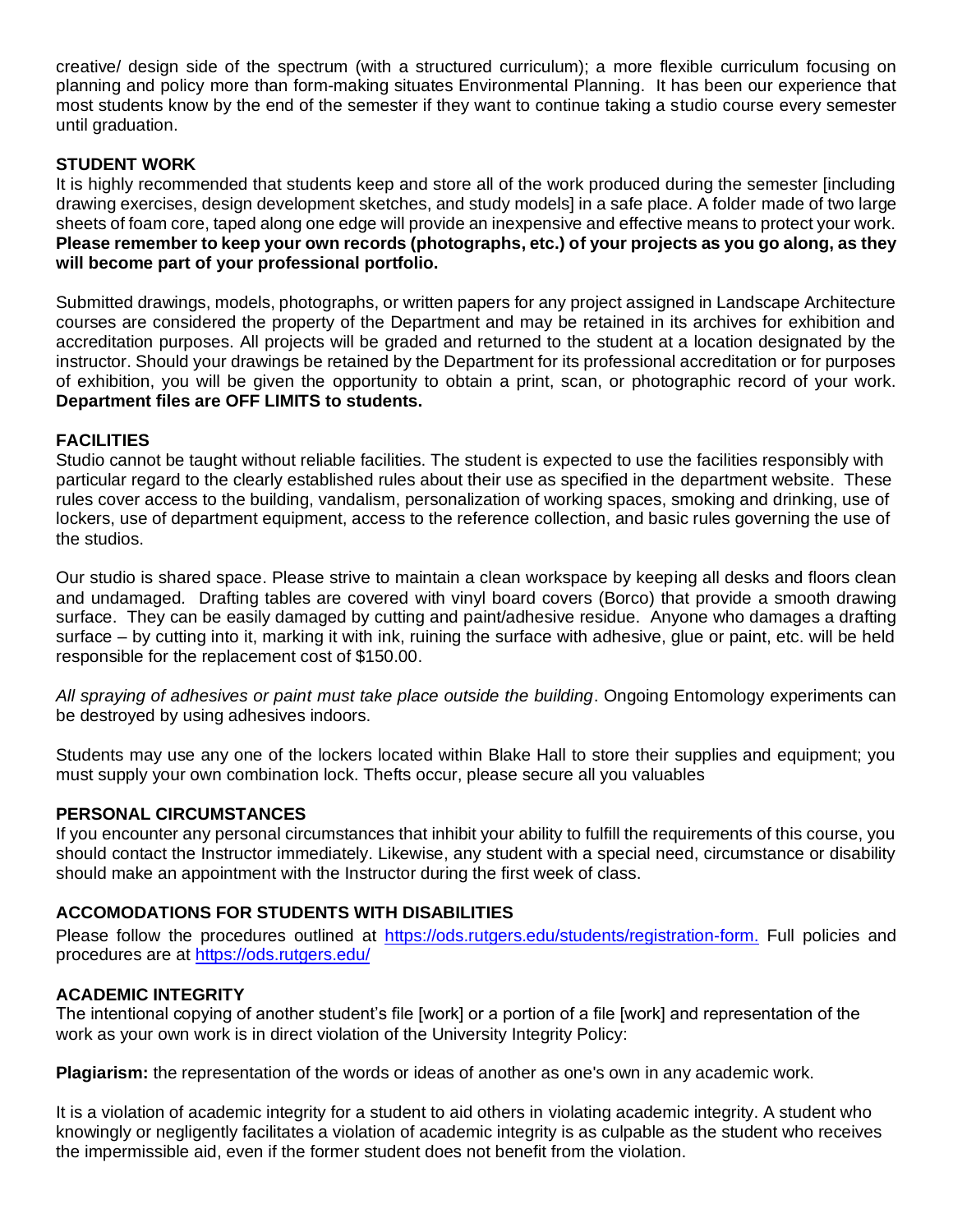creative/ design side of the spectrum (with a structured curriculum); a more flexible curriculum focusing on planning and policy more than form-making situates Environmental Planning. It has been our experience that most students know by the end of the semester if they want to continue taking a studio course every semester until graduation.

## STUDENT WORK

It is highly recommended that students keep and store all of the work produced during the semester [including drawing exercises, design development sketches, and study models] in a safe place. A folder made of two large sheets of foam core, taped along one edge will provide an inexpensive and effective means to protect your work. **Please remember to keep your own records (photographs, etc.) of your projects as you go along, as they will become part of your professional portfolio.**

Submitted drawings, models, photographs, or written papers for any project assigned in Landscape Architecture courses are considered the property of the Department and may be retained in its archives for exhibition and accreditation purposes. All projects will be graded and returned to the student at a location designated by the instructor. Should your drawings be retained by the Department for its professional accreditation or for purposes of exhibition, you will be given the opportunity to obtain a print, scan, or photographic record of your work. **Department files are OFF LIMITS to students.**

## FACILITIES

Studio cannot be taught without reliable facilities. The student is expected to use the facilities responsibly with particular regard to the clearly established rules about their use as specified in the department website. These rules cover access to the building, vandalism, personalization of working spaces, smoking and drinking, use of lockers, use of department equipment, access to the reference collection, and basic rules governing the use of the studios.

Our studio is shared space. Please strive to maintain a clean workspace by keeping all desks and floors clean and undamaged. Drafting tables are covered with vinyl board covers (Borco) that provide a smooth drawing surface. They can be easily damaged by cutting and paint/adhesive residue. Anyone who damages a drafting surface – by cutting into it, marking it with ink, ruining the surface with adhesive, glue or paint, etc. will be held responsible for the replacement cost of $150.00.

*All spraying of adhesives or paint must take place outside the building*. Ongoing Entomology experiments can be destroyed by using adhesives indoors.

Students may use any one of the lockers located within Blake Hall to store their supplies and equipment; you must supply your own combination lock. Thefts occur, please secure all you valuables

## PERSONAL CIRCUMSTANCES

If you encounter any personal circumstances that inhibit your ability to fulfill the requirements of this course, you should contact the Instructor immediately. Likewise, any student with a special need, circumstance or disability should make an appointment with the Instructor during the first week of class.

## ACCOMODATIONS FOR STUDENTS WITH DISABILITIES

Please follow the procedures outlined at https://ods.rutgers.edu/students/registration-form. Full policies and procedures are at https://ods.rutgers.edu/

## ACADEMIC INTEGRITY

The intentional copying of another student's file [work] or a portion of a file [work] and representation of the work as your own work is in direct violation of the University Integrity Policy:

**Plagiarism:** the representation of the words or ideas of another as one's own in any academic work.

It is a violation of academic integrity for a student to aid others in violating academic integrity. A student who knowingly or negligently facilitates a violation of academic integrity is as culpable as the student who receives the impermissible aid, even if the former student does not benefit from the violation.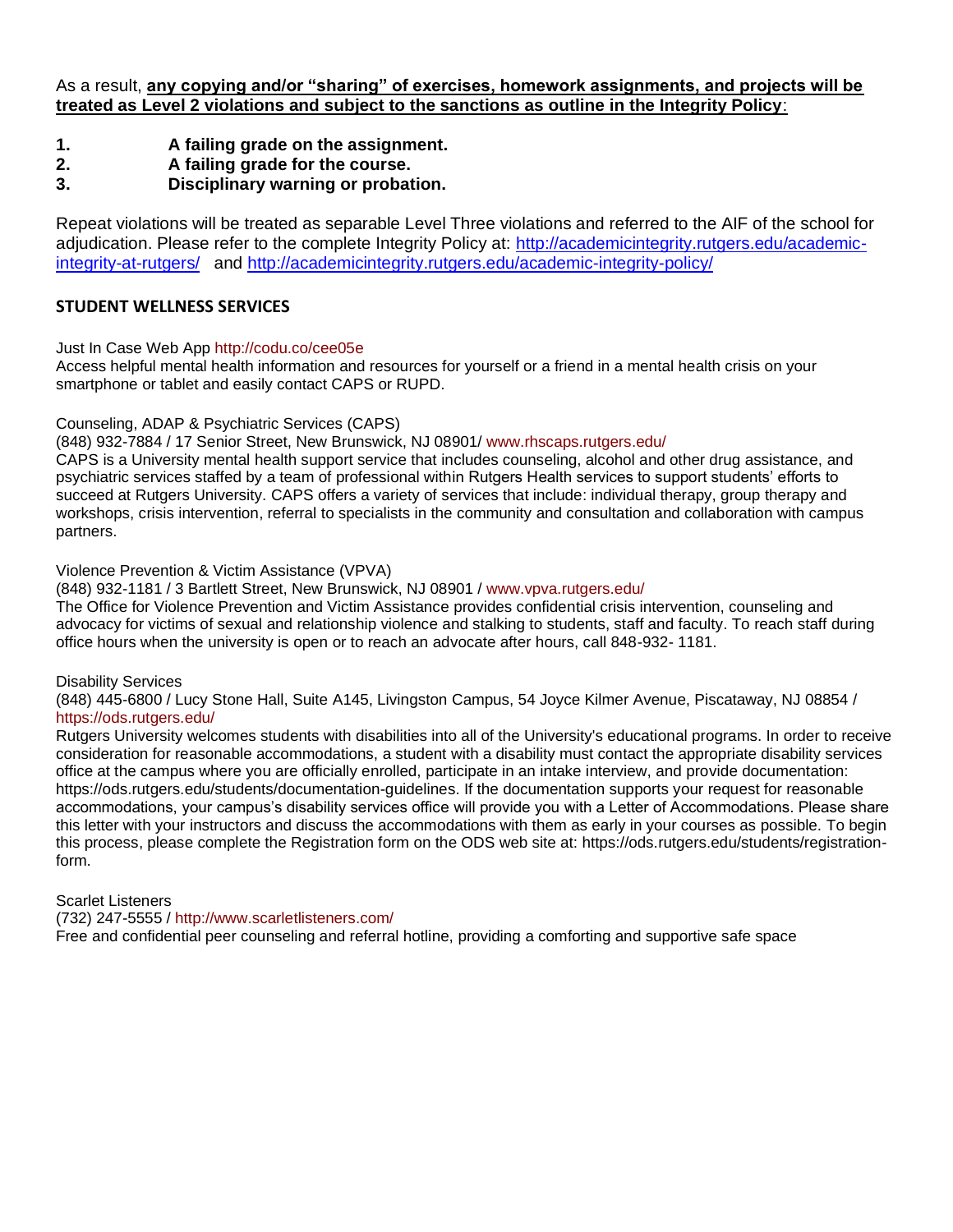As a result, **any copying and/or "sharing" of exercises, homework assignments, and projects will be treated as Level 2 violations and subject to the sanctions as outline in the Integrity Policy**:

1. **A failing grade on the assignment.**
2. **A failing grade for the course.**
3. **Disciplinary warning or probation.**

Repeat violations will be treated as separable Level Three violations and referred to the AIF of the school for adjudication. Please refer to the complete Integrity Policy at: http://academicintegrity.rutgers.edu/academic-integrity-at-rutgers/ and http://academicintegrity.rutgers.edu/academic-integrity-policy/

## STUDENT WELLNESS SERVICES

Just In Case Web App http://codu.co/cee05e
Access helpful mental health information and resources for yourself or a friend in a mental health crisis on your smartphone or tablet and easily contact CAPS or RUPD.

Counseling, ADAP & Psychiatric Services (CAPS)
(848) 932-7884 / 17 Senior Street, New Brunswick, NJ 08901/ www.rhscaps.rutgers.edu/
CAPS is a University mental health support service that includes counseling, alcohol and other drug assistance, and psychiatric services staffed by a team of professional within Rutgers Health services to support students' efforts to succeed at Rutgers University. CAPS offers a variety of services that include: individual therapy, group therapy and workshops, crisis intervention, referral to specialists in the community and consultation and collaboration with campus partners.

Violence Prevention & Victim Assistance (VPVA)
(848) 932-1181 / 3 Bartlett Street, New Brunswick, NJ 08901 / www.vpva.rutgers.edu/
The Office for Violence Prevention and Victim Assistance provides confidential crisis intervention, counseling and advocacy for victims of sexual and relationship violence and stalking to students, staff and faculty. To reach staff during office hours when the university is open or to reach an advocate after hours, call 848-932- 1181.

Disability Services
(848) 445-6800 / Lucy Stone Hall, Suite A145, Livingston Campus, 54 Joyce Kilmer Avenue, Piscataway, NJ 08854 / https://ods.rutgers.edu/
Rutgers University welcomes students with disabilities into all of the University's educational programs. In order to receive consideration for reasonable accommodations, a student with a disability must contact the appropriate disability services office at the campus where you are officially enrolled, participate in an intake interview, and provide documentation: https://ods.rutgers.edu/students/documentation-guidelines. If the documentation supports your request for reasonable accommodations, your campus's disability services office will provide you with a Letter of Accommodations. Please share this letter with your instructors and discuss the accommodations with them as early in your courses as possible. To begin this process, please complete the Registration form on the ODS web site at: https://ods.rutgers.edu/students/registration-form.

Scarlet Listeners
(732) 247-5555 / http://www.scarletlisteners.com/
Free and confidential peer counseling and referral hotline, providing a comforting and supportive safe space